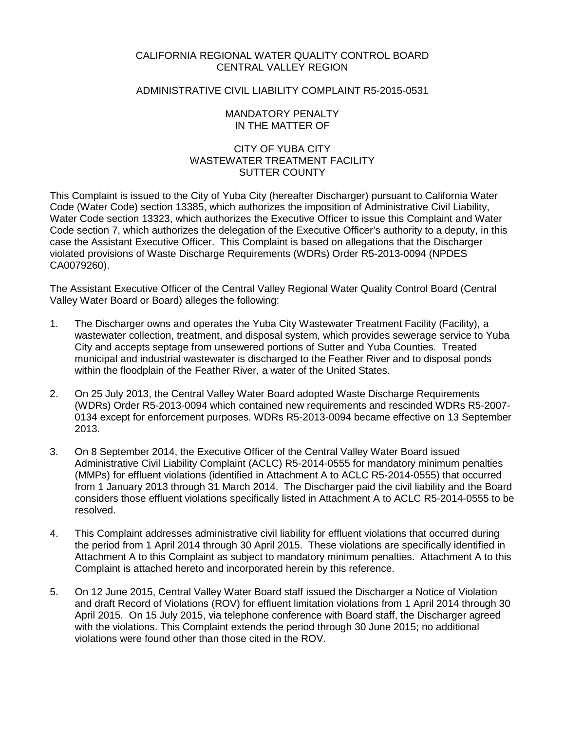CALIFORNIA REGIONAL WATER QUALITY CONTROL BOARD
CENTRAL VALLEY REGION

ADMINISTRATIVE CIVIL LIABILITY COMPLAINT R5-2015-0531

MANDATORY PENALTY
IN THE MATTER OF

CITY OF YUBA CITY
WASTEWATER TREATMENT FACILITY
SUTTER COUNTY

This Complaint is issued to the City of Yuba City (hereafter Discharger) pursuant to California Water Code (Water Code) section 13385, which authorizes the imposition of Administrative Civil Liability, Water Code section 13323, which authorizes the Executive Officer to issue this Complaint and Water Code section 7, which authorizes the delegation of the Executive Officer's authority to a deputy, in this case the Assistant Executive Officer. This Complaint is based on allegations that the Discharger violated provisions of Waste Discharge Requirements (WDRs) Order R5-2013-0094 (NPDES CA0079260).

The Assistant Executive Officer of the Central Valley Regional Water Quality Control Board (Central Valley Water Board or Board) alleges the following:

1. The Discharger owns and operates the Yuba City Wastewater Treatment Facility (Facility), a wastewater collection, treatment, and disposal system, which provides sewerage service to Yuba City and accepts septage from unsewered portions of Sutter and Yuba Counties. Treated municipal and industrial wastewater is discharged to the Feather River and to disposal ponds within the floodplain of the Feather River, a water of the United States.

2. On 25 July 2013, the Central Valley Water Board adopted Waste Discharge Requirements (WDRs) Order R5-2013-0094 which contained new requirements and rescinded WDRs R5-2007-0134 except for enforcement purposes. WDRs R5-2013-0094 became effective on 13 September 2013.

3. On 8 September 2014, the Executive Officer of the Central Valley Water Board issued Administrative Civil Liability Complaint (ACLC) R5-2014-0555 for mandatory minimum penalties (MMPs) for effluent violations (identified in Attachment A to ACLC R5-2014-0555) that occurred from 1 January 2013 through 31 March 2014. The Discharger paid the civil liability and the Board considers those effluent violations specifically listed in Attachment A to ACLC R5-2014-0555 to be resolved.

4. This Complaint addresses administrative civil liability for effluent violations that occurred during the period from 1 April 2014 through 30 April 2015. These violations are specifically identified in Attachment A to this Complaint as subject to mandatory minimum penalties. Attachment A to this Complaint is attached hereto and incorporated herein by this reference.

5. On 12 June 2015, Central Valley Water Board staff issued the Discharger a Notice of Violation and draft Record of Violations (ROV) for effluent limitation violations from 1 April 2014 through 30 April 2015. On 15 July 2015, via telephone conference with Board staff, the Discharger agreed with the violations. This Complaint extends the period through 30 June 2015; no additional violations were found other than those cited in the ROV.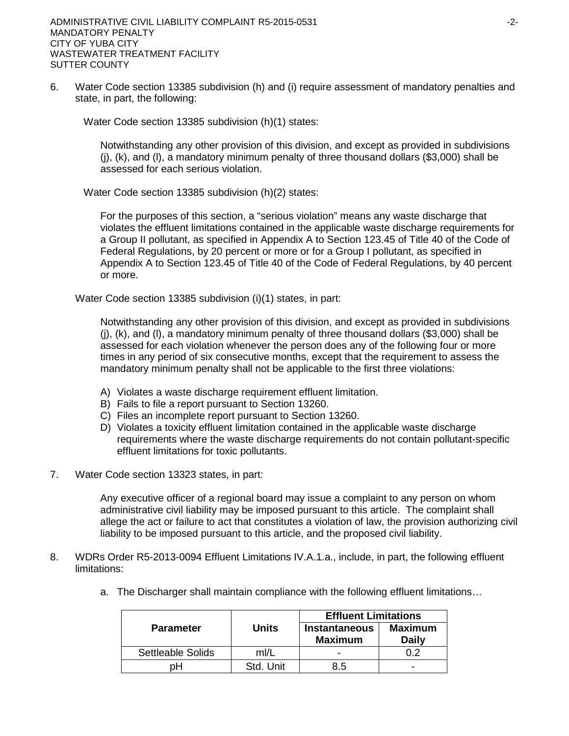6. Water Code section 13385 subdivision (h) and (i) require assessment of mandatory penalties and state, in part, the following:

   Water Code section 13385 subdivision (h)(1) states:

   > Notwithstanding any other provision of this division, and except as provided in subdivisions (j), (k), and (l), a mandatory minimum penalty of three thousand dollars ($3,000) shall be assessed for each serious violation.

   Water Code section 13385 subdivision (h)(2) states:

   > For the purposes of this section, a "serious violation" means any waste discharge that violates the effluent limitations contained in the applicable waste discharge requirements for a Group II pollutant, as specified in Appendix A to Section 123.45 of Title 40 of the Code of Federal Regulations, by 20 percent or more or for a Group I pollutant, as specified in Appendix A to Section 123.45 of Title 40 of the Code of Federal Regulations, by 40 percent or more.

   Water Code section 13385 subdivision (i)(1) states, in part:

   > Notwithstanding any other provision of this division, and except as provided in subdivisions (j), (k), and (l), a mandatory minimum penalty of three thousand dollars ($3,000) shall be assessed for each violation whenever the person does any of the following four or more times in any period of six consecutive months, except that the requirement to assess the mandatory minimum penalty shall not be applicable to the first three violations:
   >
   > A) Violates a waste discharge requirement effluent limitation.
   > B) Fails to file a report pursuant to Section 13260.
   > C) Files an incomplete report pursuant to Section 13260.
   > D) Violates a toxicity effluent limitation contained in the applicable waste discharge requirements where the waste discharge requirements do not contain pollutant-specific effluent limitations for toxic pollutants.

7. Water Code section 13323 states, in part:

   > Any executive officer of a regional board may issue a complaint to any person on whom administrative civil liability may be imposed pursuant to this article. The complaint shall allege the act or failure to act that constitutes a violation of law, the provision authorizing civil liability to be imposed pursuant to this article, and the proposed civil liability.

8. WDRs Order R5-2013-0094 Effluent Limitations IV.A.1.a., include, in part, the following effluent limitations:

   a. The Discharger shall maintain compliance with the following effluent limitations…

| Parameter | Units | Effluent Limitations | |
|---|---|---|---|
| | | **Instantaneous Maximum** | **Maximum Daily** |
| Settleable Solids | ml/L | - | 0.2 |
| pH | Std. Unit | 8.5 | - |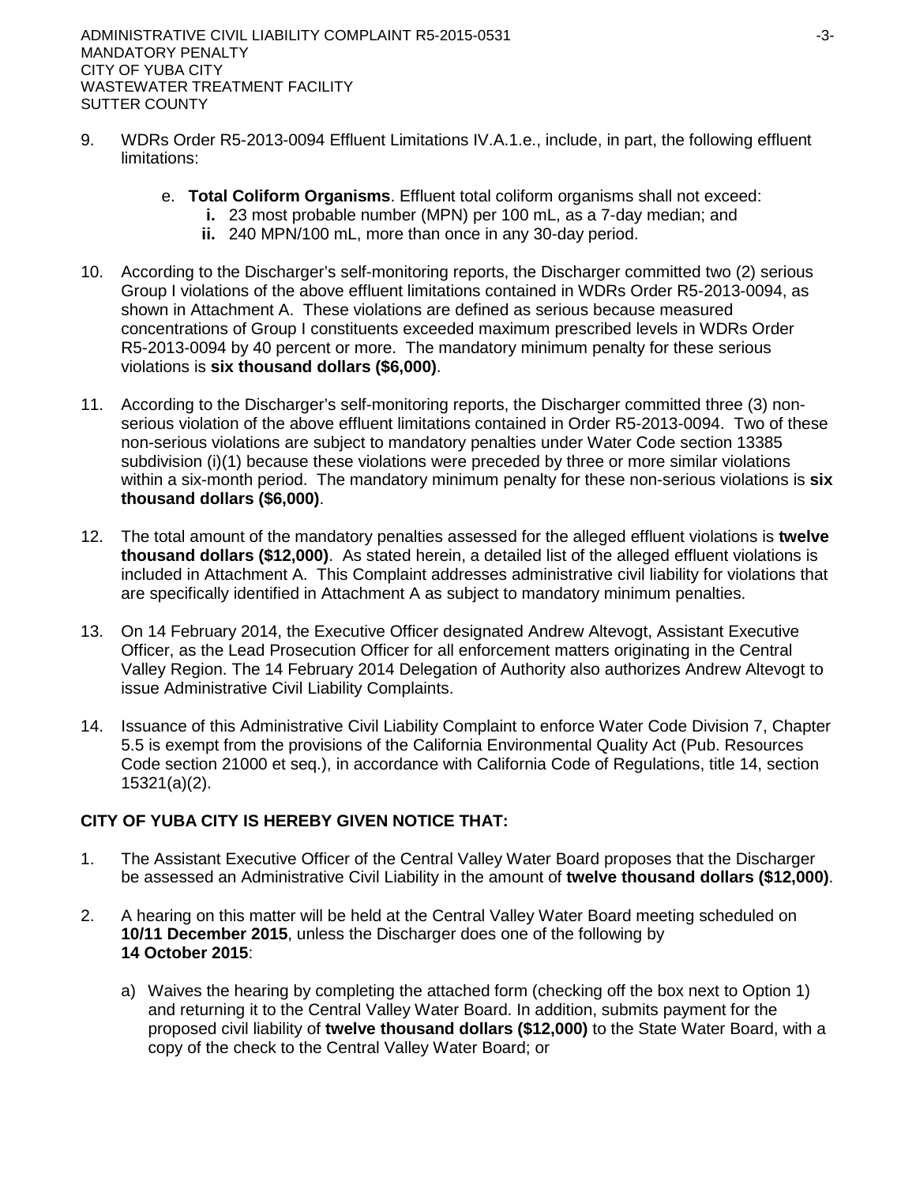9. WDRs Order R5-2013-0094 Effluent Limitations IV.A.1.e., include, in part, the following effluent limitations:

   e. **Total Coliform Organisms**. Effluent total coliform organisms shall not exceed:
      **i.** 23 most probable number (MPN) per 100 mL, as a 7-day median; and
      **ii.** 240 MPN/100 mL, more than once in any 30-day period.

10. According to the Discharger's self-monitoring reports, the Discharger committed two (2) serious Group I violations of the above effluent limitations contained in WDRs Order R5-2013-0094, as shown in Attachment A. These violations are defined as serious because measured concentrations of Group I constituents exceeded maximum prescribed levels in WDRs Order R5-2013-0094 by 40 percent or more. The mandatory minimum penalty for these serious violations is **six thousand dollars ($6,000)**.

11. According to the Discharger's self-monitoring reports, the Discharger committed three (3) non-serious violation of the above effluent limitations contained in Order R5-2013-0094. Two of these non-serious violations are subject to mandatory penalties under Water Code section 13385 subdivision (i)(1) because these violations were preceded by three or more similar violations within a six-month period. The mandatory minimum penalty for these non-serious violations is **six thousand dollars ($6,000)**.

12. The total amount of the mandatory penalties assessed for the alleged effluent violations is **twelve thousand dollars ($12,000)**. As stated herein, a detailed list of the alleged effluent violations is included in Attachment A. This Complaint addresses administrative civil liability for violations that are specifically identified in Attachment A as subject to mandatory minimum penalties.

13. On 14 February 2014, the Executive Officer designated Andrew Altevogt, Assistant Executive Officer, as the Lead Prosecution Officer for all enforcement matters originating in the Central Valley Region. The 14 February 2014 Delegation of Authority also authorizes Andrew Altevogt to issue Administrative Civil Liability Complaints.

14. Issuance of this Administrative Civil Liability Complaint to enforce Water Code Division 7, Chapter 5.5 is exempt from the provisions of the California Environmental Quality Act (Pub. Resources Code section 21000 et seq.), in accordance with California Code of Regulations, title 14, section 15321(a)(2).

**CITY OF YUBA CITY IS HEREBY GIVEN NOTICE THAT:**

1. The Assistant Executive Officer of the Central Valley Water Board proposes that the Discharger be assessed an Administrative Civil Liability in the amount of **twelve thousand dollars ($12,000)**.

2. A hearing on this matter will be held at the Central Valley Water Board meeting scheduled on **10/11 December 2015**, unless the Discharger does one of the following by **14 October 2015**:

   a) Waives the hearing by completing the attached form (checking off the box next to Option 1) and returning it to the Central Valley Water Board. In addition, submits payment for the proposed civil liability of **twelve thousand dollars ($12,000)** to the State Water Board, with a copy of the check to the Central Valley Water Board; or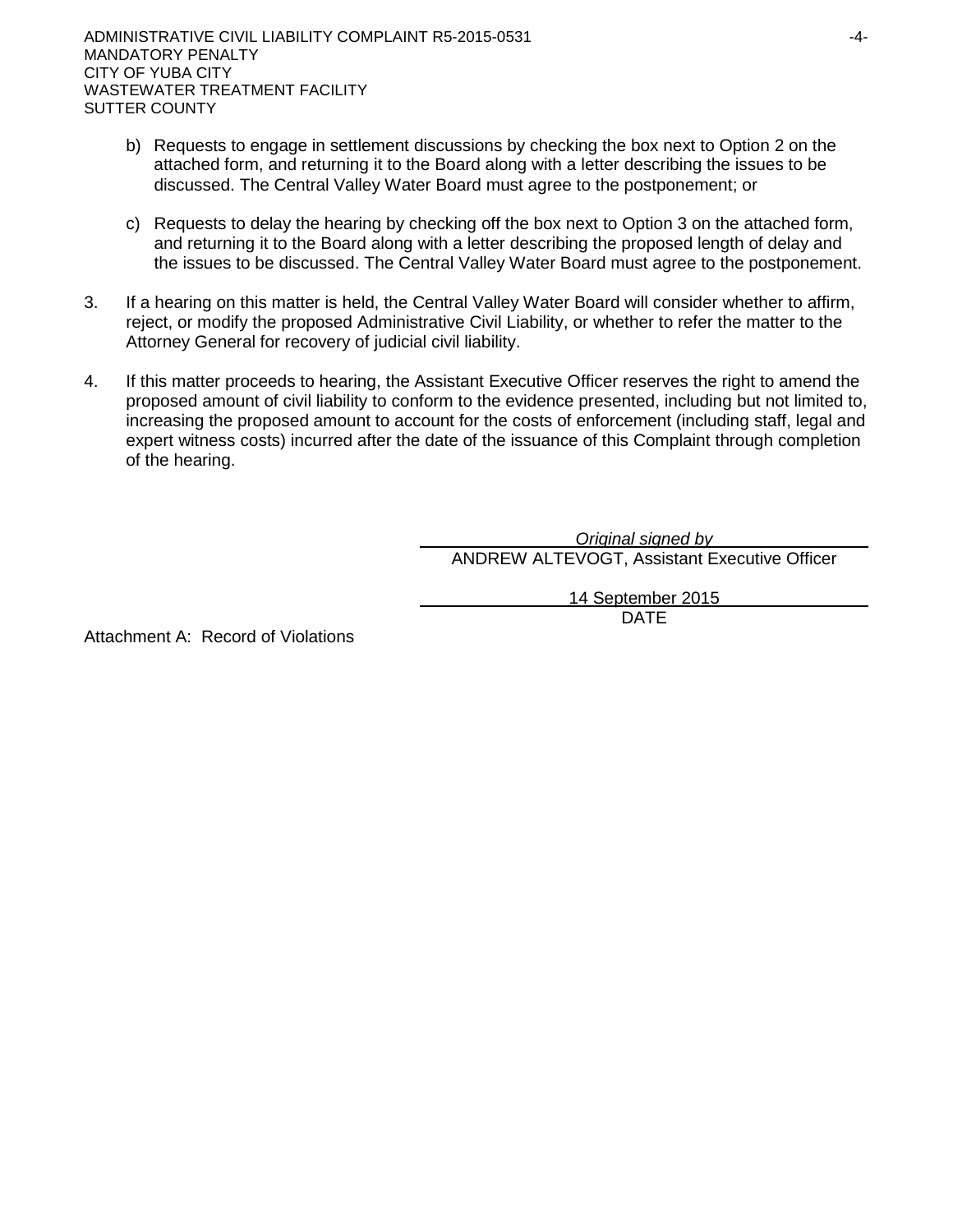b) Requests to engage in settlement discussions by checking the box next to Option 2 on the attached form, and returning it to the Board along with a letter describing the issues to be discussed. The Central Valley Water Board must agree to the postponement; or

c) Requests to delay the hearing by checking off the box next to Option 3 on the attached form, and returning it to the Board along with a letter describing the proposed length of delay and the issues to be discussed. The Central Valley Water Board must agree to the postponement.

3. If a hearing on this matter is held, the Central Valley Water Board will consider whether to affirm, reject, or modify the proposed Administrative Civil Liability, or whether to refer the matter to the Attorney General for recovery of judicial civil liability.

4. If this matter proceeds to hearing, the Assistant Executive Officer reserves the right to amend the proposed amount of civil liability to conform to the evidence presented, including but not limited to, increasing the proposed amount to account for the costs of enforcement (including staff, legal and expert witness costs) incurred after the date of the issuance of this Complaint through completion of the hearing.

*Original signed by*
ANDREW ALTEVOGT, Assistant Executive Officer

14 September 2015
DATE

Attachment A: Record of Violations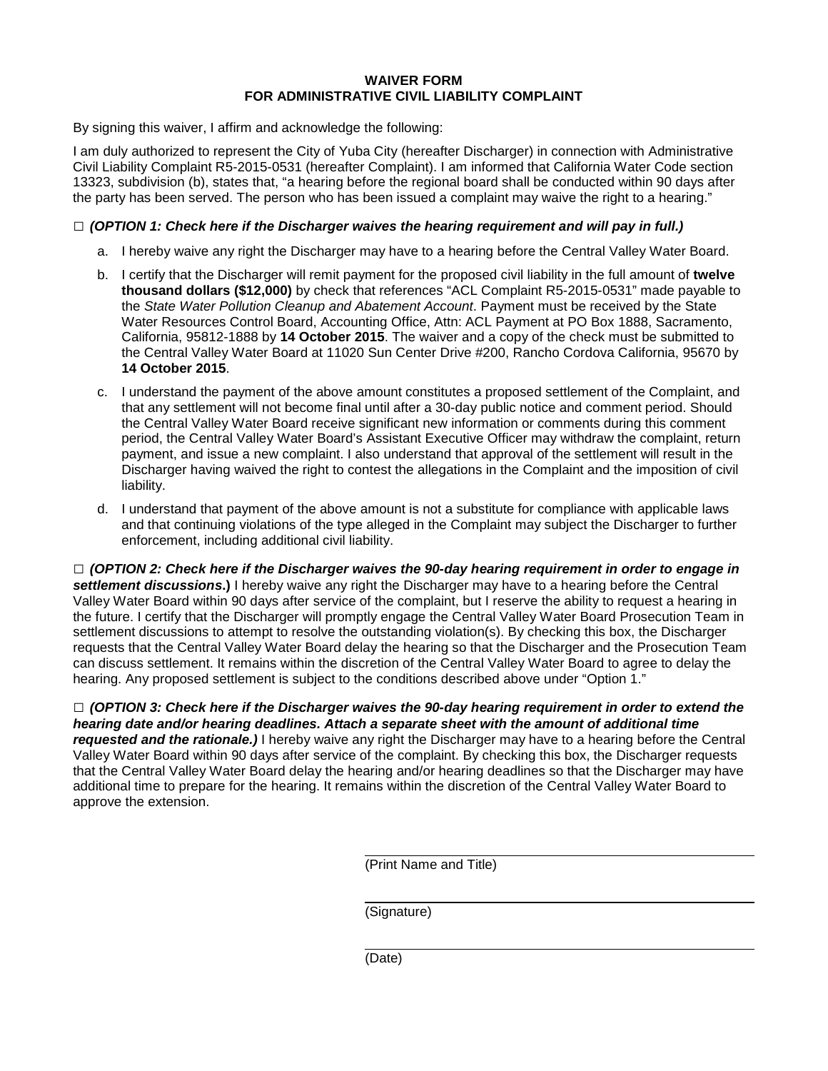# WAIVER FORM
# FOR ADMINISTRATIVE CIVIL LIABILITY COMPLAINT

By signing this waiver, I affirm and acknowledge the following:

I am duly authorized to represent the City of Yuba City (hereafter Discharger) in connection with Administrative Civil Liability Complaint R5-2015-0531 (hereafter Complaint). I am informed that California Water Code section 13323, subdivision (b), states that, "a hearing before the regional board shall be conducted within 90 days after the party has been served. The person who has been issued a complaint may waive the right to a hearing."

□ ***(OPTION 1: Check here if the Discharger waives the hearing requirement and will pay in full.)***

a. I hereby waive any right the Discharger may have to a hearing before the Central Valley Water Board.

b. I certify that the Discharger will remit payment for the proposed civil liability in the full amount of **twelve thousand dollars ($12,000)** by check that references "ACL Complaint R5-2015-0531" made payable to the *State Water Pollution Cleanup and Abatement Account*. Payment must be received by the State Water Resources Control Board, Accounting Office, Attn: ACL Payment at PO Box 1888, Sacramento, California, 95812-1888 by **14 October 2015**. The waiver and a copy of the check must be submitted to the Central Valley Water Board at 11020 Sun Center Drive #200, Rancho Cordova California, 95670 by **14 October 2015**.

c. I understand the payment of the above amount constitutes a proposed settlement of the Complaint, and that any settlement will not become final until after a 30-day public notice and comment period. Should the Central Valley Water Board receive significant new information or comments during this comment period, the Central Valley Water Board's Assistant Executive Officer may withdraw the complaint, return payment, and issue a new complaint. I also understand that approval of the settlement will result in the Discharger having waived the right to contest the allegations in the Complaint and the imposition of civil liability.

d. I understand that payment of the above amount is not a substitute for compliance with applicable laws and that continuing violations of the type alleged in the Complaint may subject the Discharger to further enforcement, including additional civil liability.

□ ***(OPTION 2: Check here if the Discharger waives the 90-day hearing requirement in order to engage in settlement discussions*.)** I hereby waive any right the Discharger may have to a hearing before the Central Valley Water Board within 90 days after service of the complaint, but I reserve the ability to request a hearing in the future. I certify that the Discharger will promptly engage the Central Valley Water Board Prosecution Team in settlement discussions to attempt to resolve the outstanding violation(s). By checking this box, the Discharger requests that the Central Valley Water Board delay the hearing so that the Discharger and the Prosecution Team can discuss settlement. It remains within the discretion of the Central Valley Water Board to agree to delay the hearing. Any proposed settlement is subject to the conditions described above under "Option 1."

□ ***(OPTION 3: Check here if the Discharger waives the 90-day hearing requirement in order to extend the hearing date and/or hearing deadlines. Attach a separate sheet with the amount of additional time requested and the rationale.)*** I hereby waive any right the Discharger may have to a hearing before the Central Valley Water Board within 90 days after service of the complaint. By checking this box, the Discharger requests that the Central Valley Water Board delay the hearing and/or hearing deadlines so that the Discharger may have additional time to prepare for the hearing. It remains within the discretion of the Central Valley Water Board to approve the extension.

______________________________
(Print Name and Title)

______________________________
(Signature)

______________________________
(Date)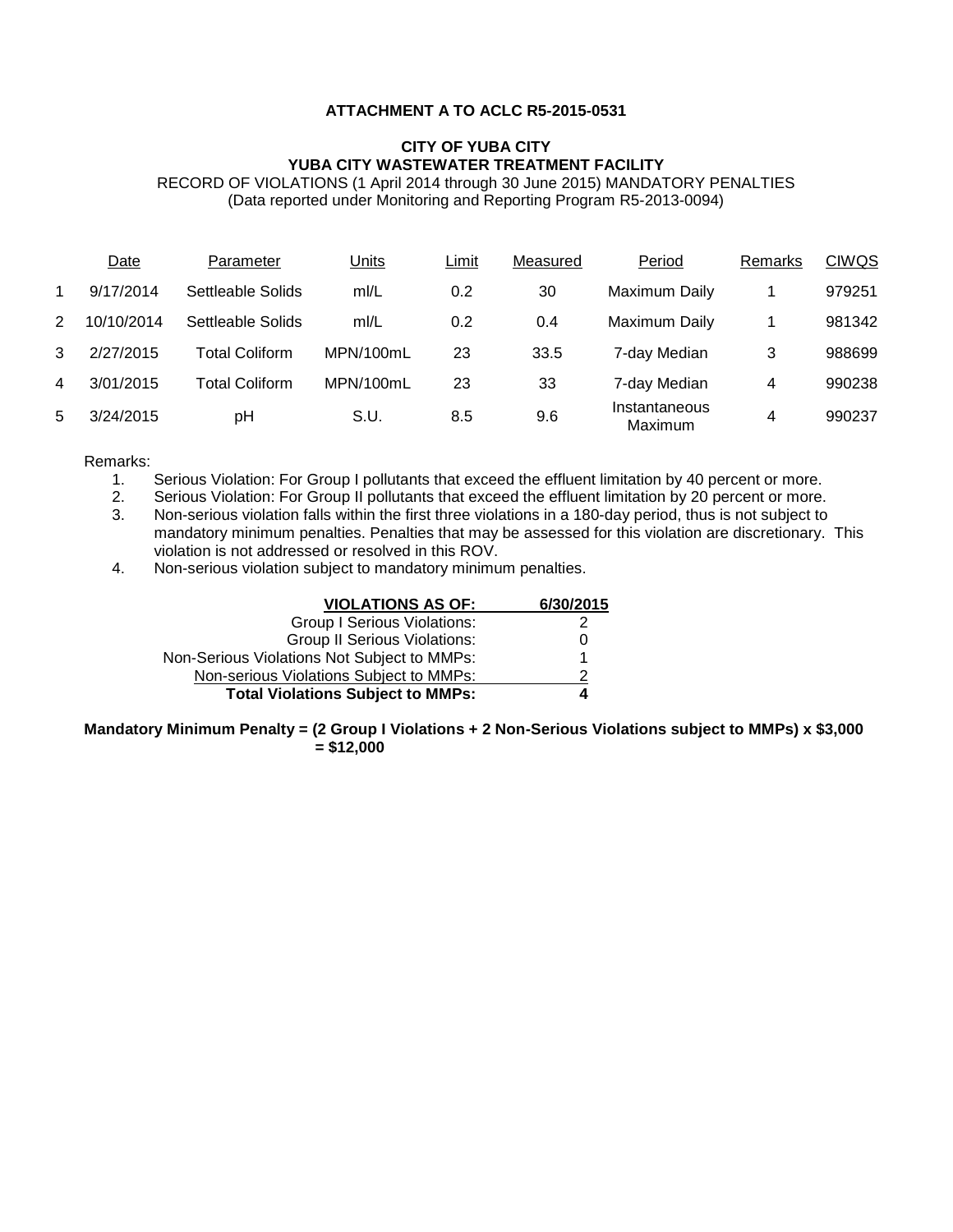**ATTACHMENT A TO ACLC R5-2015-0531**

**CITY OF YUBA CITY**
**YUBA CITY WASTEWATER TREATMENT FACILITY**
RECORD OF VIOLATIONS (1 April 2014 through 30 June 2015) MANDATORY PENALTIES
(Data reported under Monitoring and Reporting Program R5-2013-0094)

| | Date | Parameter | Units | Limit | Measured | Period | Remarks | CIWQS |
|---|---|---|---|---|---|---|---|---|
| 1 | 9/17/2014 | Settleable Solids | ml/L | 0.2 | 30 | Maximum Daily | 1 | 979251 |
| 2 | 10/10/2014 | Settleable Solids | ml/L | 0.2 | 0.4 | Maximum Daily | 1 | 981342 |
| 3 | 2/27/2015 | Total Coliform | MPN/100mL | 23 | 33.5 | 7-day Median | 3 | 988699 |
| 4 | 3/01/2015 | Total Coliform | MPN/100mL | 23 | 33 | 7-day Median | 4 | 990238 |
| 5 | 3/24/2015 | pH | S.U. | 8.5 | 9.6 | Instantaneous Maximum | 4 | 990237 |

Remarks:

1. Serious Violation: For Group I pollutants that exceed the effluent limitation by 40 percent or more.
2. Serious Violation: For Group II pollutants that exceed the effluent limitation by 20 percent or more.
3. Non-serious violation falls within the first three violations in a 180-day period, thus is not subject to mandatory minimum penalties. Penalties that may be assessed for this violation are discretionary. This violation is not addressed or resolved in this ROV.
4. Non-serious violation subject to mandatory minimum penalties.

| **VIOLATIONS AS OF:** | **6/30/2015** |
|---|---|
| Group I Serious Violations: | 2 |
| Group II Serious Violations: | 0 |
| Non-Serious Violations Not Subject to MMPs: | 1 |
| Non-serious Violations Subject to MMPs: | 2 |
| **Total Violations Subject to MMPs:** | **4** |

**Mandatory Minimum Penalty = (2 Group I Violations + 2 Non-Serious Violations subject to MMPs) x $3,000 = $12,000**